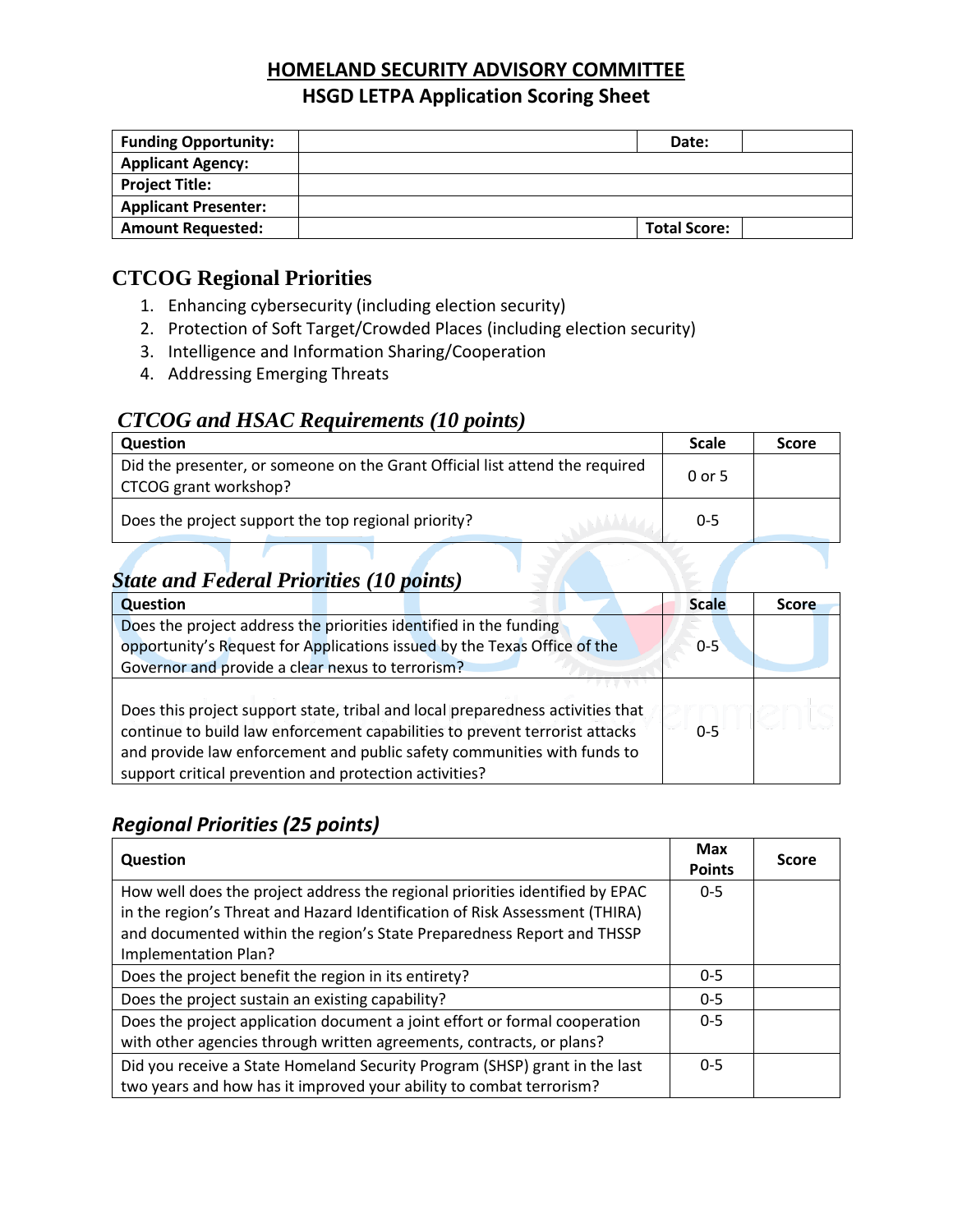# HOMELAND SECURITY ADVISORY COMMITTEE

## HSGD LETPA Application Scoring Sheet

| Funding Opportunity: | | Date: | |
|---|---|---|---|
| Applicant Agency: | | | |
| Project Title: | | | |
| Applicant Presenter: | | | |
| Amount Requested: | | Total Score: | |

## CTCOG Regional Priorities

1. Enhancing cybersecurity (including election security)
2. Protection of Soft Target/Crowded Places (including election security)
3. Intelligence and Information Sharing/Cooperation
4. Addressing Emerging Threats

### *CTCOG and HSAC Requirements (10 points)*

| Question | Scale | Score |
|---|---|---|
| Did the presenter, or someone on the Grant Official list attend the required CTCOG grant workshop? | 0 or 5 | |
| Does the project support the top regional priority? | 0-5 | |

### *State and Federal Priorities (10 points)*

| Question | Scale | Score |
|---|---|---|
| Does the project address the priorities identified in the funding opportunity's Request for Applications issued by the Texas Office of the Governor and provide a clear nexus to terrorism? | 0-5 | |
| Does this project support state, tribal and local preparedness activities that continue to build law enforcement capabilities to prevent terrorist attacks and provide law enforcement and public safety communities with funds to support critical prevention and protection activities? | 0-5 | |

### *Regional Priorities (25 points)*

| Question | Max Points | Score |
|---|---|---|
| How well does the project address the regional priorities identified by EPAC in the region's Threat and Hazard Identification of Risk Assessment (THIRA) and documented within the region's State Preparedness Report and THSSP Implementation Plan? | 0-5 | |
| Does the project benefit the region in its entirety? | 0-5 | |
| Does the project sustain an existing capability? | 0-5 | |
| Does the project application document a joint effort or formal cooperation with other agencies through written agreements, contracts, or plans? | 0-5 | |
| Did you receive a State Homeland Security Program (SHSP) grant in the last two years and how has it improved your ability to combat terrorism? | 0-5 | |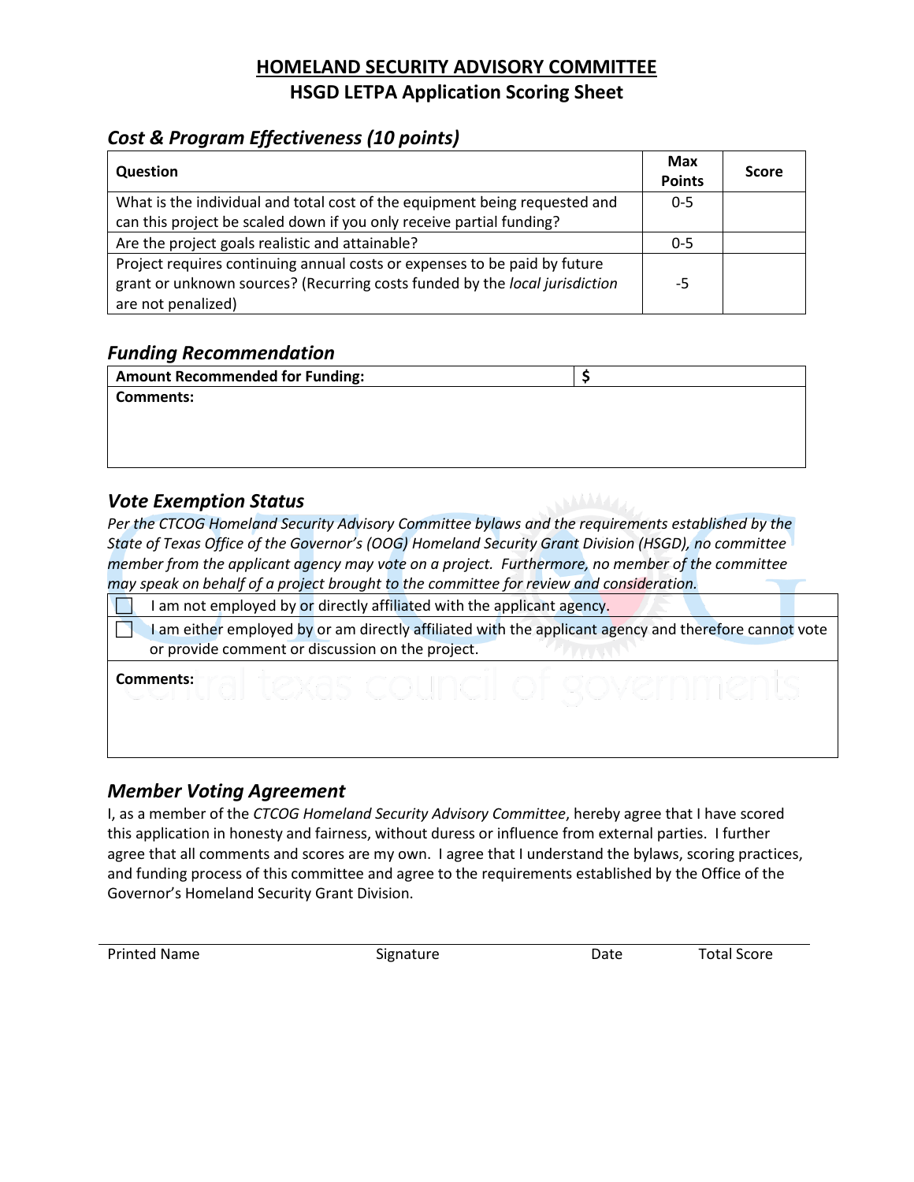## HOMELAND SECURITY ADVISORY COMMITTEE
## HSGD LETPA Application Scoring Sheet

### *Cost & Program Effectiveness (10 points)*

| Question | Max Points | Score |
|---|---|---|
| What is the individual and total cost of the equipment being requested and can this project be scaled down if you only receive partial funding? | 0-5 | |
| Are the project goals realistic and attainable? | 0-5 | |
| Project requires continuing annual costs or expenses to be paid by future grant or unknown sources? (Recurring costs funded by the *local jurisdiction* are not penalized) | -5 | |

### *Funding Recommendation*

| **Amount Recommended for Funding:** | **$** |
|---|---|
| **Comments:** | |

### *Vote Exemption Status*

*Per the CTCOG Homeland Security Advisory Committee bylaws and the requirements established by the State of Texas Office of the Governor's (OOG) Homeland Security Grant Division (HSGD), no committee member from the applicant agency may vote on a project. Furthermore, no member of the committee may speak on behalf of a project brought to the committee for review and consideration.*

- ☐ I am not employed by or directly affiliated with the applicant agency.
- ☐ I am either employed by or am directly affiliated with the applicant agency and therefore cannot vote or provide comment or discussion on the project.

**Comments:**

### *Member Voting Agreement*

I, as a member of the *CTCOG Homeland Security Advisory Committee*, hereby agree that I have scored this application in honesty and fairness, without duress or influence from external parties. I further agree that all comments and scores are my own. I agree that I understand the bylaws, scoring practices, and funding process of this committee and agree to the requirements established by the Office of the Governor's Homeland Security Grant Division.

Printed Name    Signature    Date    Total Score